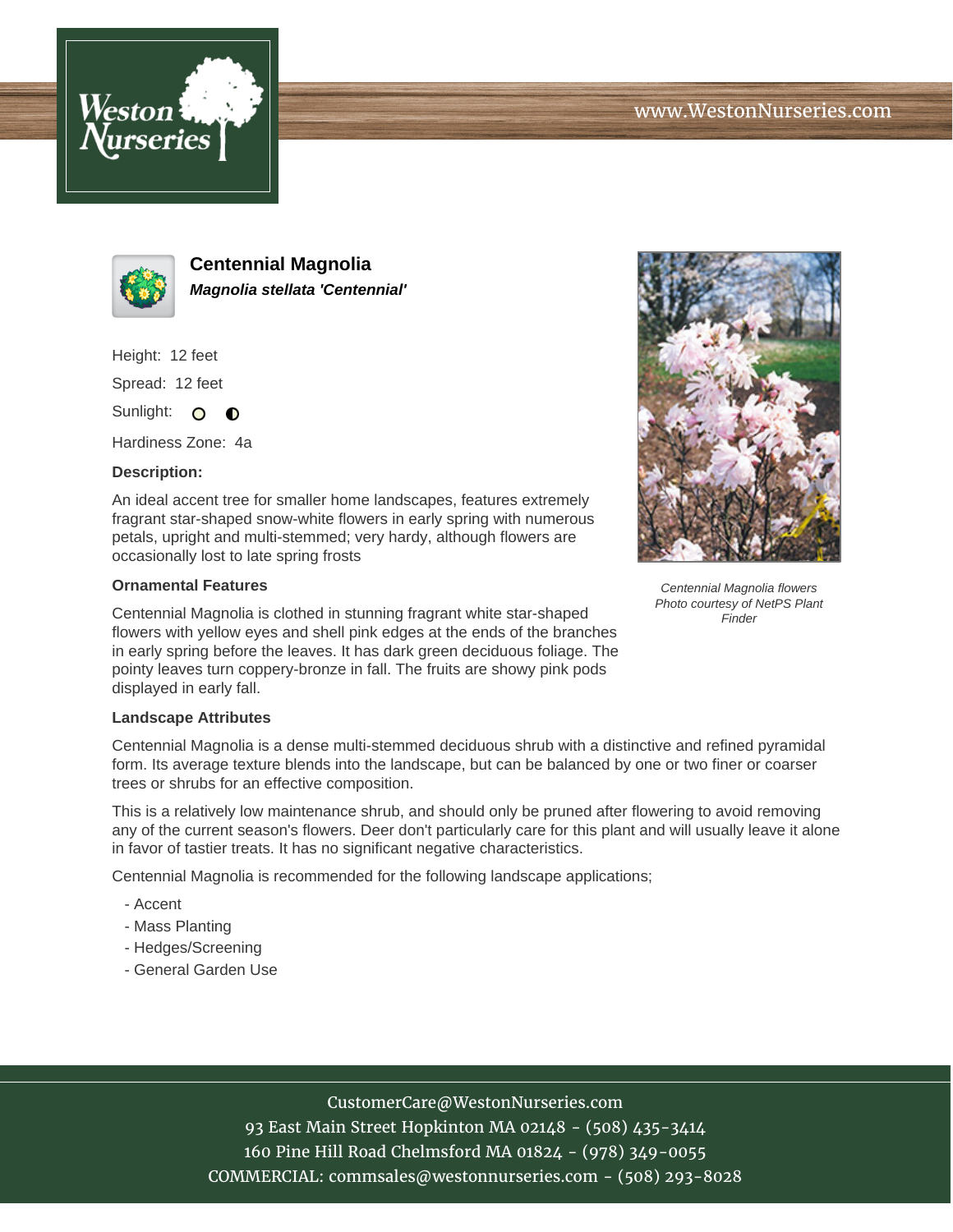# Centennial Magnolia

***Magnolia stellata 'Centennial'***

Height: 12 feet

Spread: 12 feet

Sunlight: ○ ◐

Hardiness Zone: 4a

**Description:**

An ideal accent tree for smaller home landscapes, features extremely fragrant star-shaped snow-white flowers in early spring with numerous petals, upright and multi-stemmed; very hardy, although flowers are occasionally lost to late spring frosts

*Centennial Magnolia flowers*
*Photo courtesy of NetPS Plant Finder*

**Ornamental Features**

Centennial Magnolia is clothed in stunning fragrant white star-shaped flowers with yellow eyes and shell pink edges at the ends of the branches in early spring before the leaves. It has dark green deciduous foliage. The pointy leaves turn coppery-bronze in fall. The fruits are showy pink pods displayed in early fall.

**Landscape Attributes**

Centennial Magnolia is a dense multi-stemmed deciduous shrub with a distinctive and refined pyramidal form. Its average texture blends into the landscape, but can be balanced by one or two finer or coarser trees or shrubs for an effective composition.

This is a relatively low maintenance shrub, and should only be pruned after flowering to avoid removing any of the current season's flowers. Deer don't particularly care for this plant and will usually leave it alone in favor of tastier treats. It has no significant negative characteristics.

Centennial Magnolia is recommended for the following landscape applications;

- Accent
- Mass Planting
- Hedges/Screening
- General Garden Use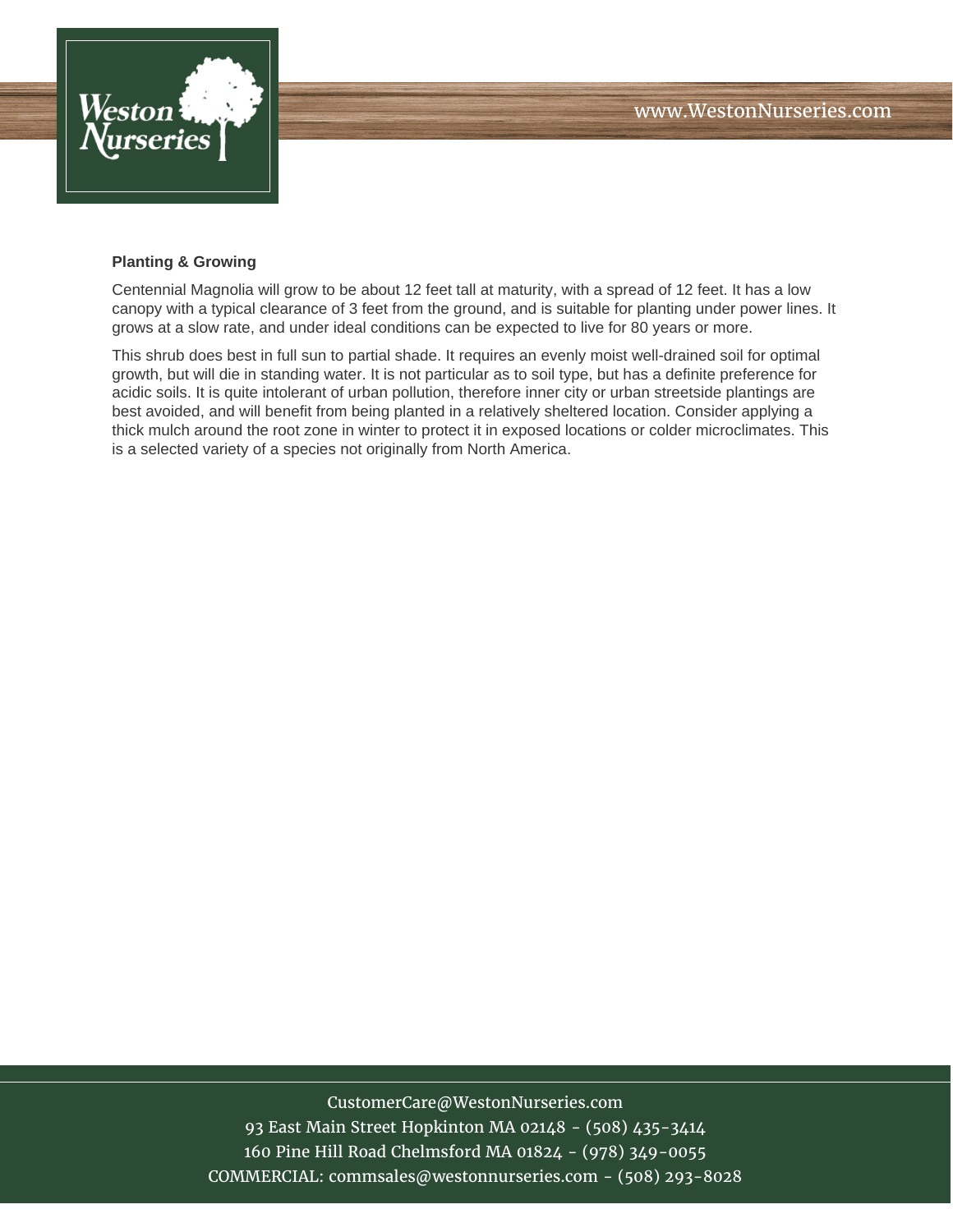**Planting & Growing**

Centennial Magnolia will grow to be about 12 feet tall at maturity, with a spread of 12 feet. It has a low canopy with a typical clearance of 3 feet from the ground, and is suitable for planting under power lines. It grows at a slow rate, and under ideal conditions can be expected to live for 80 years or more.

This shrub does best in full sun to partial shade. It requires an evenly moist well-drained soil for optimal growth, but will die in standing water. It is not particular as to soil type, but has a definite preference for acidic soils. It is quite intolerant of urban pollution, therefore inner city or urban streetside plantings are best avoided, and will benefit from being planted in a relatively sheltered location. Consider applying a thick mulch around the root zone in winter to protect it in exposed locations or colder microclimates. This is a selected variety of a species not originally from North America.